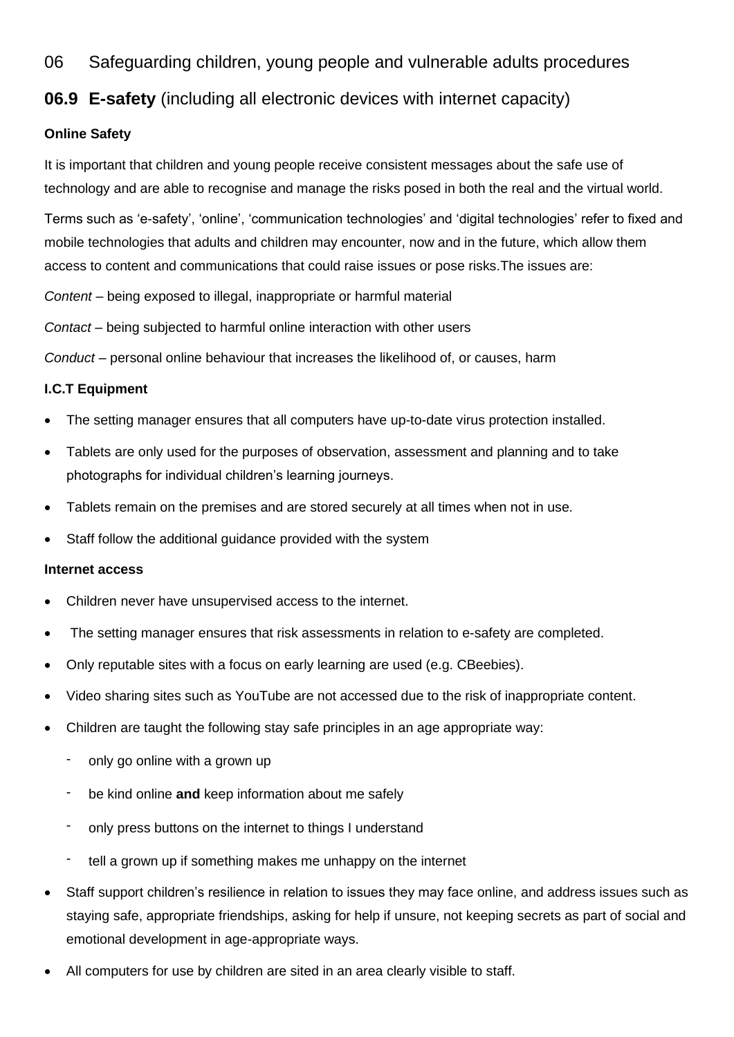# 06 Safeguarding children, young people and vulnerable adults procedures

## 06.9 **E-safety** (including all electronic devices with internet capacity)

### Online Safety

It is important that children and young people receive consistent messages about the safe use of technology and are able to recognise and manage the risks posed in both the real and the virtual world.

Terms such as 'e-safety', 'online', 'communication technologies' and 'digital technologies' refer to fixed and mobile technologies that adults and children may encounter, now and in the future, which allow them access to content and communications that could raise issues or pose risks.The issues are:

*Content* – being exposed to illegal, inappropriate or harmful material

*Contact* – being subjected to harmful online interaction with other users

*Conduct* – personal online behaviour that increases the likelihood of, or causes, harm

### I.C.T Equipment

- The setting manager ensures that all computers have up-to-date virus protection installed.
- Tablets are only used for the purposes of observation, assessment and planning and to take photographs for individual children's learning journeys.
- Tablets remain on the premises and are stored securely at all times when not in use.
- Staff follow the additional guidance provided with the system

### Internet access

- Children never have unsupervised access to the internet.
- The setting manager ensures that risk assessments in relation to e-safety are completed.
- Only reputable sites with a focus on early learning are used (e.g. CBeebies).
- Video sharing sites such as YouTube are not accessed due to the risk of inappropriate content.
- Children are taught the following stay safe principles in an age appropriate way:
  - only go online with a grown up
  - be kind online **and** keep information about me safely
  - only press buttons on the internet to things I understand
  - tell a grown up if something makes me unhappy on the internet
- Staff support children's resilience in relation to issues they may face online, and address issues such as staying safe, appropriate friendships, asking for help if unsure, not keeping secrets as part of social and emotional development in age-appropriate ways.
- All computers for use by children are sited in an area clearly visible to staff.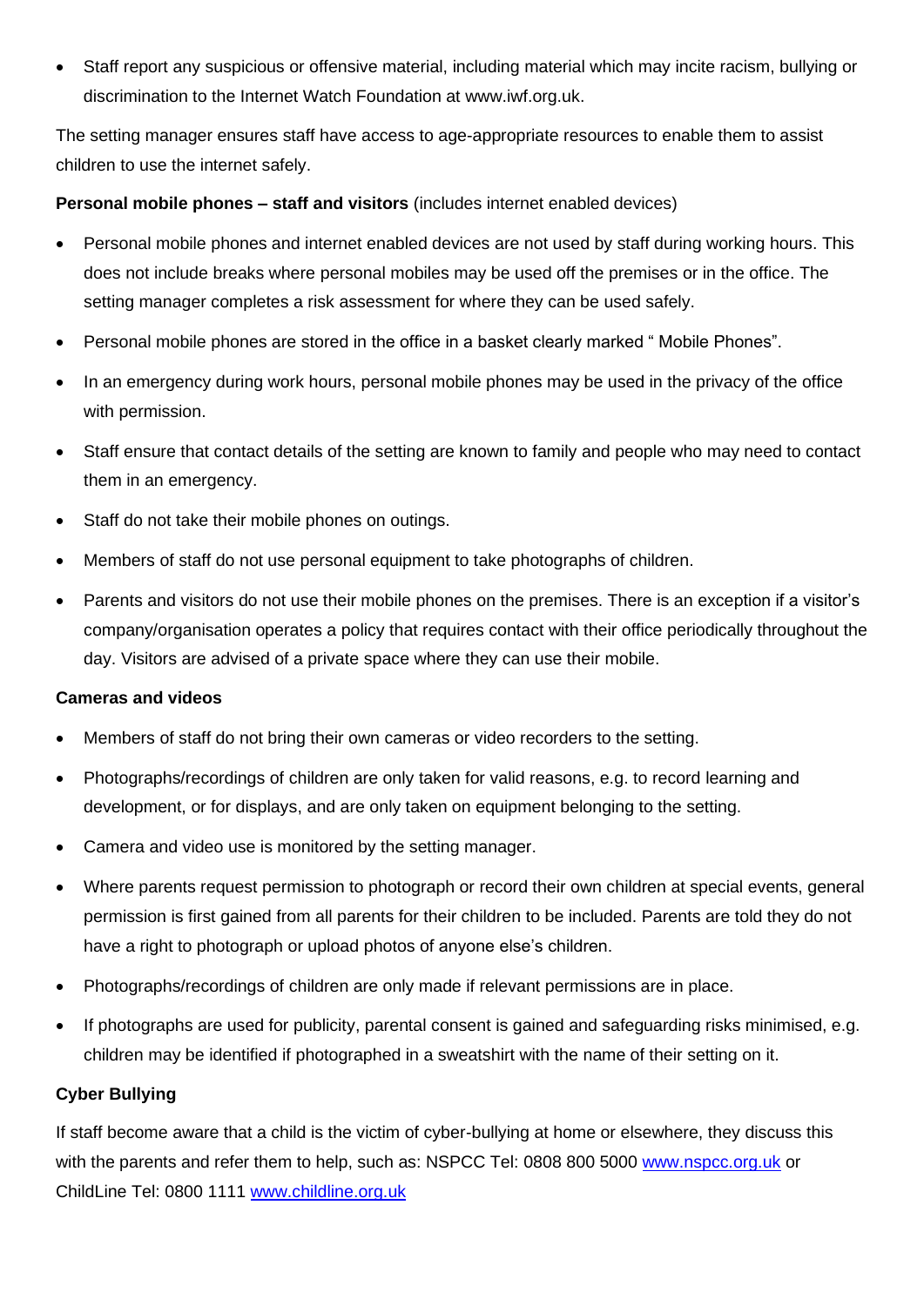- Staff report any suspicious or offensive material, including material which may incite racism, bullying or discrimination to the Internet Watch Foundation at www.iwf.org.uk.

The setting manager ensures staff have access to age-appropriate resources to enable them to assist children to use the internet safely.

**Personal mobile phones – staff and visitors** (includes internet enabled devices)

- Personal mobile phones and internet enabled devices are not used by staff during working hours. This does not include breaks where personal mobiles may be used off the premises or in the office. The setting manager completes a risk assessment for where they can be used safely.
- Personal mobile phones are stored in the office in a basket clearly marked " Mobile Phones".
- In an emergency during work hours, personal mobile phones may be used in the privacy of the office with permission.
- Staff ensure that contact details of the setting are known to family and people who may need to contact them in an emergency.
- Staff do not take their mobile phones on outings.
- Members of staff do not use personal equipment to take photographs of children.
- Parents and visitors do not use their mobile phones on the premises. There is an exception if a visitor's company/organisation operates a policy that requires contact with their office periodically throughout the day. Visitors are advised of a private space where they can use their mobile.

**Cameras and videos**

- Members of staff do not bring their own cameras or video recorders to the setting.
- Photographs/recordings of children are only taken for valid reasons, e.g. to record learning and development, or for displays, and are only taken on equipment belonging to the setting.
- Camera and video use is monitored by the setting manager.
- Where parents request permission to photograph or record their own children at special events, general permission is first gained from all parents for their children to be included. Parents are told they do not have a right to photograph or upload photos of anyone else's children.
- Photographs/recordings of children are only made if relevant permissions are in place.
- If photographs are used for publicity, parental consent is gained and safeguarding risks minimised, e.g. children may be identified if photographed in a sweatshirt with the name of their setting on it.

**Cyber Bullying**

If staff become aware that a child is the victim of cyber-bullying at home or elsewhere, they discuss this with the parents and refer them to help, such as: NSPCC Tel: 0808 800 5000 www.nspcc.org.uk or ChildLine Tel: 0800 1111 www.childline.org.uk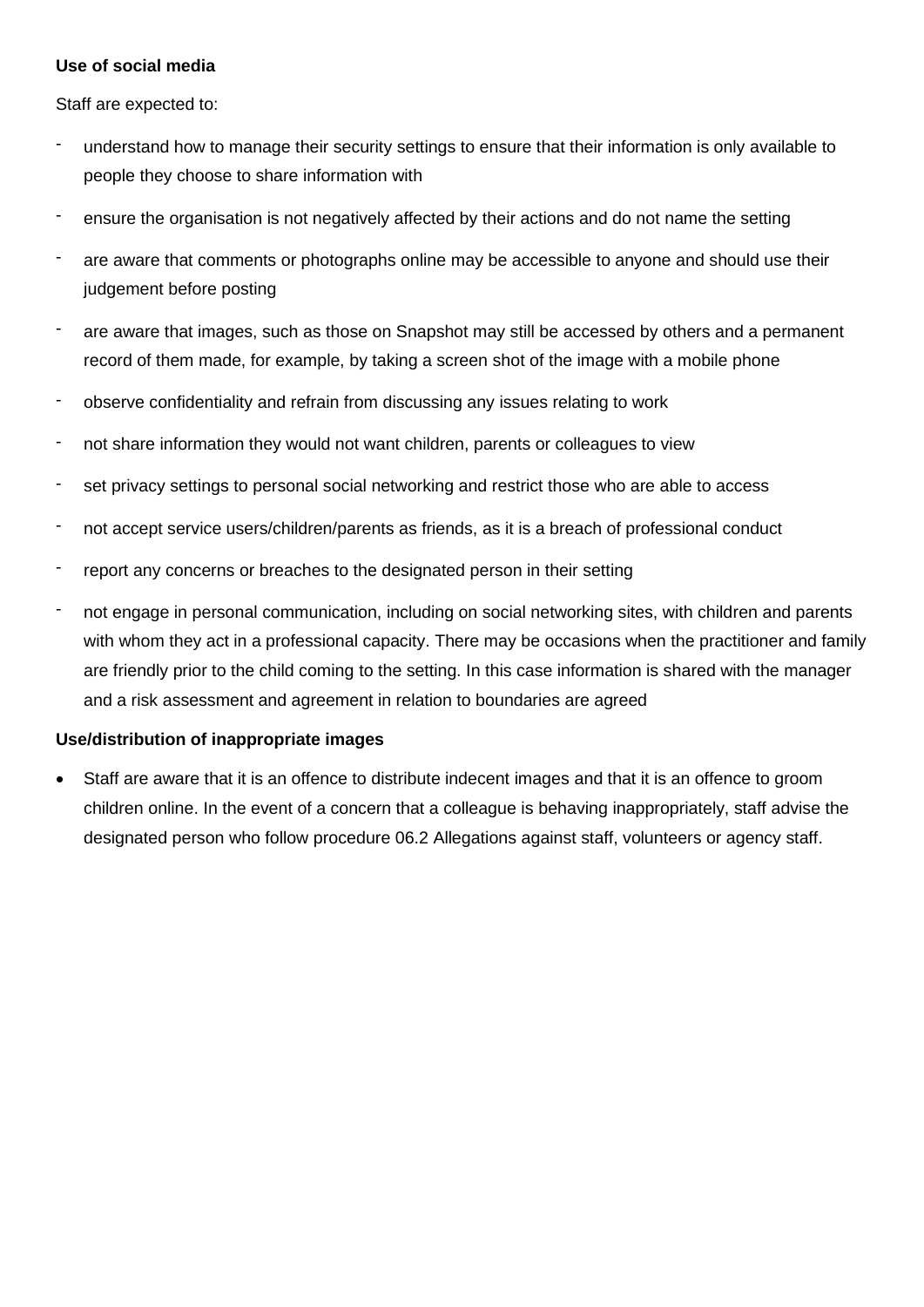**Use of social media**

Staff are expected to:

- understand how to manage their security settings to ensure that their information is only available to people they choose to share information with
- ensure the organisation is not negatively affected by their actions and do not name the setting
- are aware that comments or photographs online may be accessible to anyone and should use their judgement before posting
- are aware that images, such as those on Snapshot may still be accessed by others and a permanent record of them made, for example, by taking a screen shot of the image with a mobile phone
- observe confidentiality and refrain from discussing any issues relating to work
- not share information they would not want children, parents or colleagues to view
- set privacy settings to personal social networking and restrict those who are able to access
- not accept service users/children/parents as friends, as it is a breach of professional conduct
- report any concerns or breaches to the designated person in their setting
- not engage in personal communication, including on social networking sites, with children and parents with whom they act in a professional capacity. There may be occasions when the practitioner and family are friendly prior to the child coming to the setting. In this case information is shared with the manager and a risk assessment and agreement in relation to boundaries are agreed

**Use/distribution of inappropriate images**

- Staff are aware that it is an offence to distribute indecent images and that it is an offence to groom children online. In the event of a concern that a colleague is behaving inappropriately, staff advise the designated person who follow procedure 06.2 Allegations against staff, volunteers or agency staff.